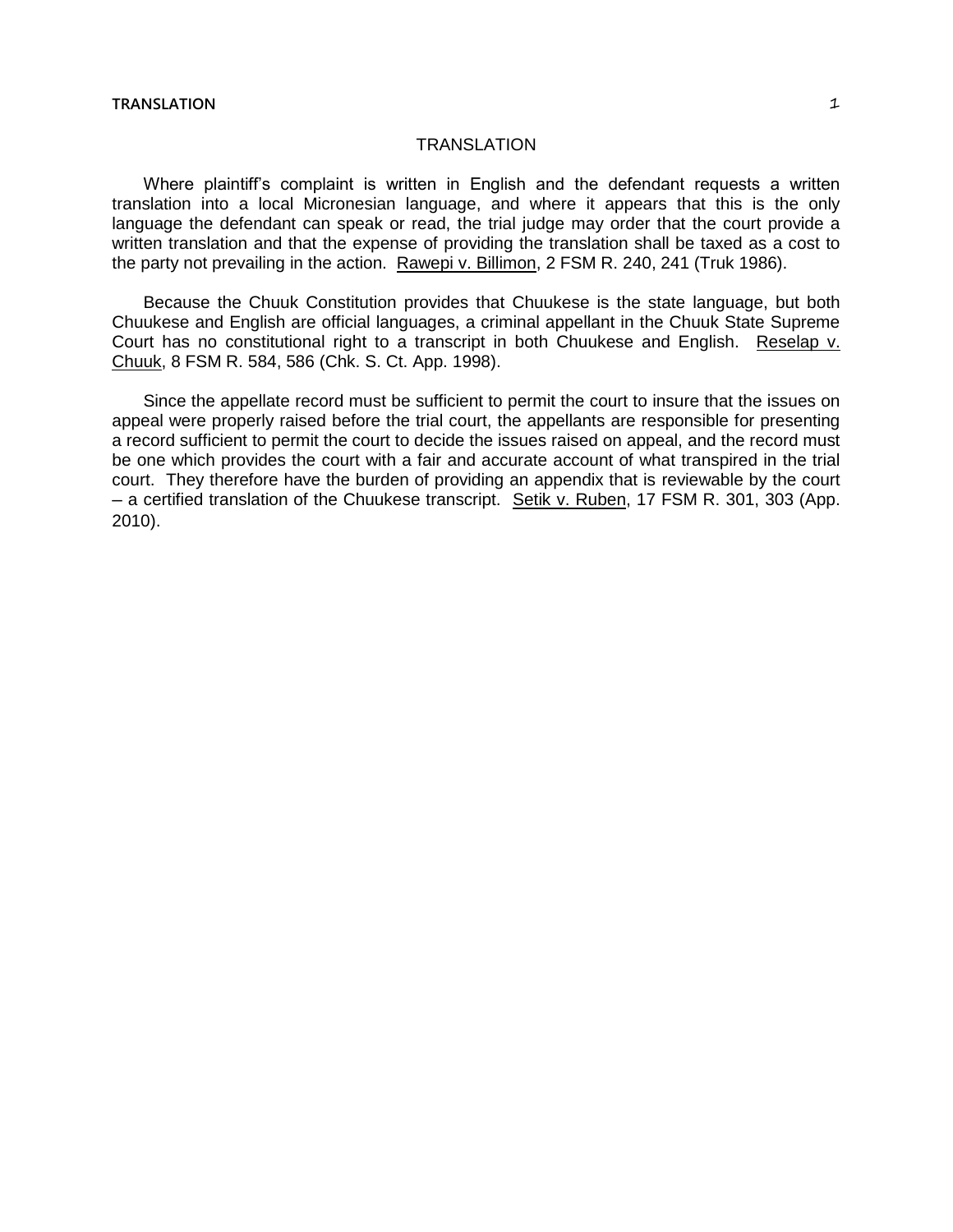# TRANSLATION

Where plaintiff's complaint is written in English and the defendant requests a written translation into a local Micronesian language, and where it appears that this is the only language the defendant can speak or read, the trial judge may order that the court provide a written translation and that the expense of providing the translation shall be taxed as a cost to the party not prevailing in the action. Rawepi v. Billimon, 2 FSM R. 240, 241 (Truk 1986).

Because the Chuuk Constitution provides that Chuukese is the state language, but both Chuukese and English are official languages, a criminal appellant in the Chuuk State Supreme Court has no constitutional right to a transcript in both Chuukese and English. Reselap v. Chuuk, 8 FSM R. 584, 586 (Chk. S. Ct. App. 1998).

Since the appellate record must be sufficient to permit the court to insure that the issues on appeal were properly raised before the trial court, the appellants are responsible for presenting a record sufficient to permit the court to decide the issues raised on appeal, and the record must be one which provides the court with a fair and accurate account of what transpired in the trial court. They therefore have the burden of providing an appendix that is reviewable by the court – a certified translation of the Chuukese transcript. Setik v. Ruben, 17 FSM R. 301, 303 (App. 2010).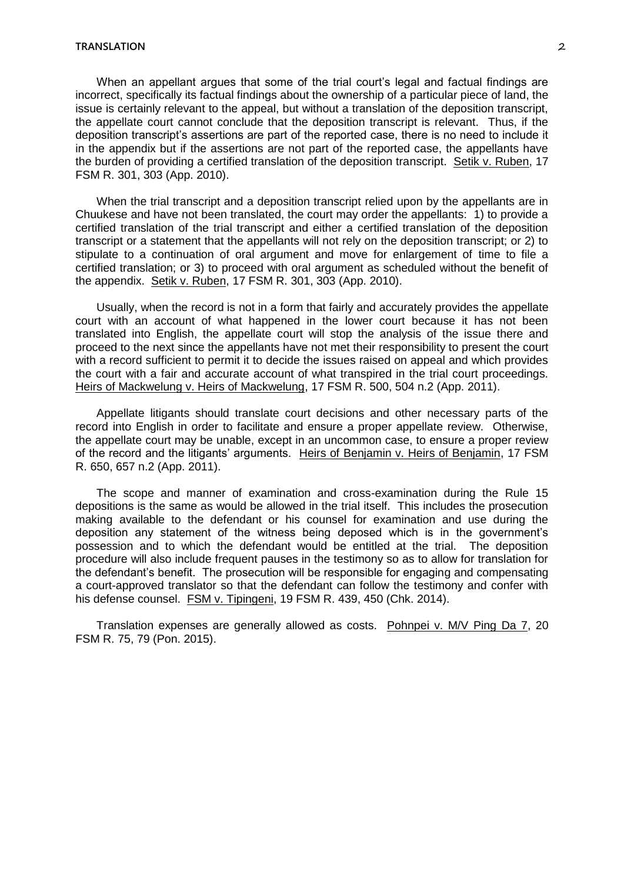When an appellant argues that some of the trial court's legal and factual findings are incorrect, specifically its factual findings about the ownership of a particular piece of land, the issue is certainly relevant to the appeal, but without a translation of the deposition transcript, the appellate court cannot conclude that the deposition transcript is relevant. Thus, if the deposition transcript's assertions are part of the reported case, there is no need to include it in the appendix but if the assertions are not part of the reported case, the appellants have the burden of providing a certified translation of the deposition transcript. Setik v. Ruben, 17 FSM R. 301, 303 (App. 2010).

When the trial transcript and a deposition transcript relied upon by the appellants are in Chuukese and have not been translated, the court may order the appellants: 1) to provide a certified translation of the trial transcript and either a certified translation of the deposition transcript or a statement that the appellants will not rely on the deposition transcript; or 2) to stipulate to a continuation of oral argument and move for enlargement of time to file a certified translation; or 3) to proceed with oral argument as scheduled without the benefit of the appendix. Setik v. Ruben, 17 FSM R. 301, 303 (App. 2010).

Usually, when the record is not in a form that fairly and accurately provides the appellate court with an account of what happened in the lower court because it has not been translated into English, the appellate court will stop the analysis of the issue there and proceed to the next since the appellants have not met their responsibility to present the court with a record sufficient to permit it to decide the issues raised on appeal and which provides the court with a fair and accurate account of what transpired in the trial court proceedings. Heirs of Mackwelung v. Heirs of Mackwelung, 17 FSM R. 500, 504 n.2 (App. 2011).

Appellate litigants should translate court decisions and other necessary parts of the record into English in order to facilitate and ensure a proper appellate review. Otherwise, the appellate court may be unable, except in an uncommon case, to ensure a proper review of the record and the litigants' arguments. Heirs of Benjamin v. Heirs of Benjamin, 17 FSM R. 650, 657 n.2 (App. 2011).

The scope and manner of examination and cross-examination during the Rule 15 depositions is the same as would be allowed in the trial itself. This includes the prosecution making available to the defendant or his counsel for examination and use during the deposition any statement of the witness being deposed which is in the government's possession and to which the defendant would be entitled at the trial. The deposition procedure will also include frequent pauses in the testimony so as to allow for translation for the defendant's benefit. The prosecution will be responsible for engaging and compensating a court-approved translator so that the defendant can follow the testimony and confer with his defense counsel. FSM v. Tipingeni, 19 FSM R. 439, 450 (Chk. 2014).

Translation expenses are generally allowed as costs. Pohnpei v. M/V Ping Da 7, 20 FSM R. 75, 79 (Pon. 2015).